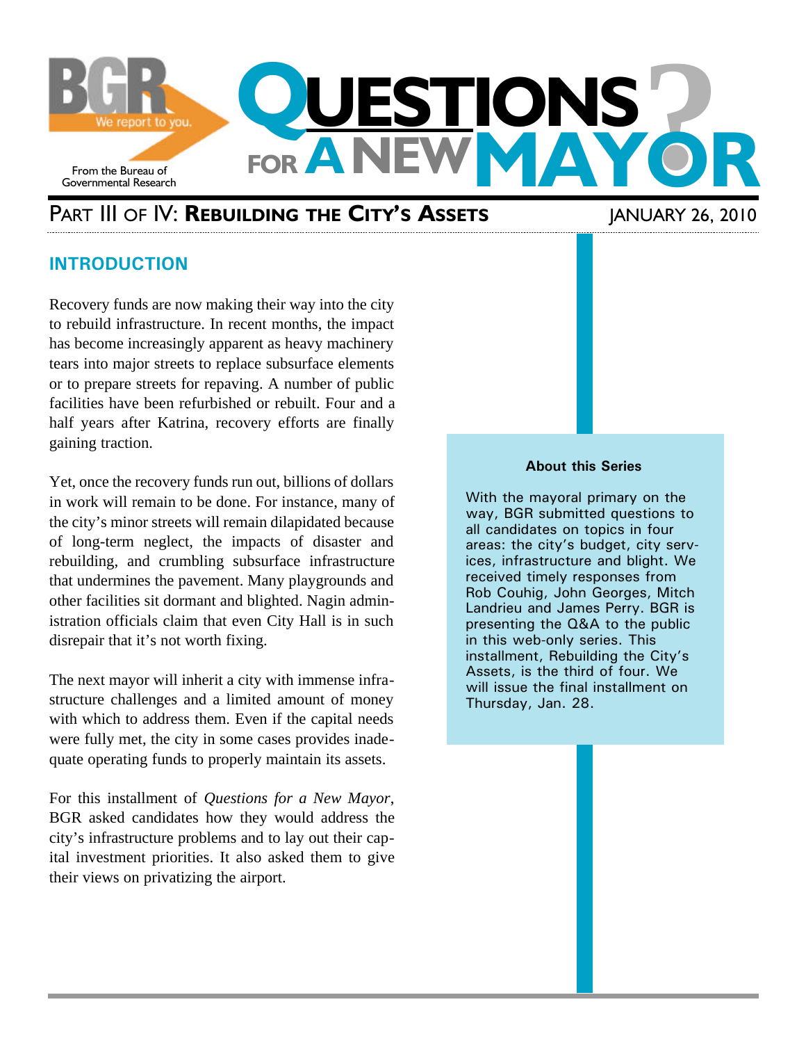BGR — We report to you.

From the Bureau of Governmental Research

# QUESTIONS FOR A NEW MAYOR?

## PART III OF IV: **REBUILDING THE CITY'S ASSETS**

JANUARY 26, 2010

### INTRODUCTION

Recovery funds are now making their way into the city to rebuild infrastructure. In recent months, the impact has become increasingly apparent as heavy machinery tears into major streets to replace subsurface elements or to prepare streets for repaving. A number of public facilities have been refurbished or rebuilt. Four and a half years after Katrina, recovery efforts are finally gaining traction.

Yet, once the recovery funds run out, billions of dollars in work will remain to be done. For instance, many of the city's minor streets will remain dilapidated because of long-term neglect, the impacts of disaster and rebuilding, and crumbling subsurface infrastructure that undermines the pavement. Many playgrounds and other facilities sit dormant and blighted. Nagin administration officials claim that even City Hall is in such disrepair that it's not worth fixing.

The next mayor will inherit a city with immense infrastructure challenges and a limited amount of money with which to address them. Even if the capital needs were fully met, the city in some cases provides inadequate operating funds to properly maintain its assets.

For this installment of *Questions for a New Mayor*, BGR asked candidates how they would address the city's infrastructure problems and to lay out their capital investment priorities. It also asked them to give their views on privatizing the airport.

**About this Series**

With the mayoral primary on the way, BGR submitted questions to all candidates on topics in four areas: the city's budget, city services, infrastructure and blight. We received timely responses from Rob Couhig, John Georges, Mitch Landrieu and James Perry. BGR is presenting the Q&A to the public in this web-only series. This installment, Rebuilding the City's Assets, is the third of four. We will issue the final installment on Thursday, Jan. 28.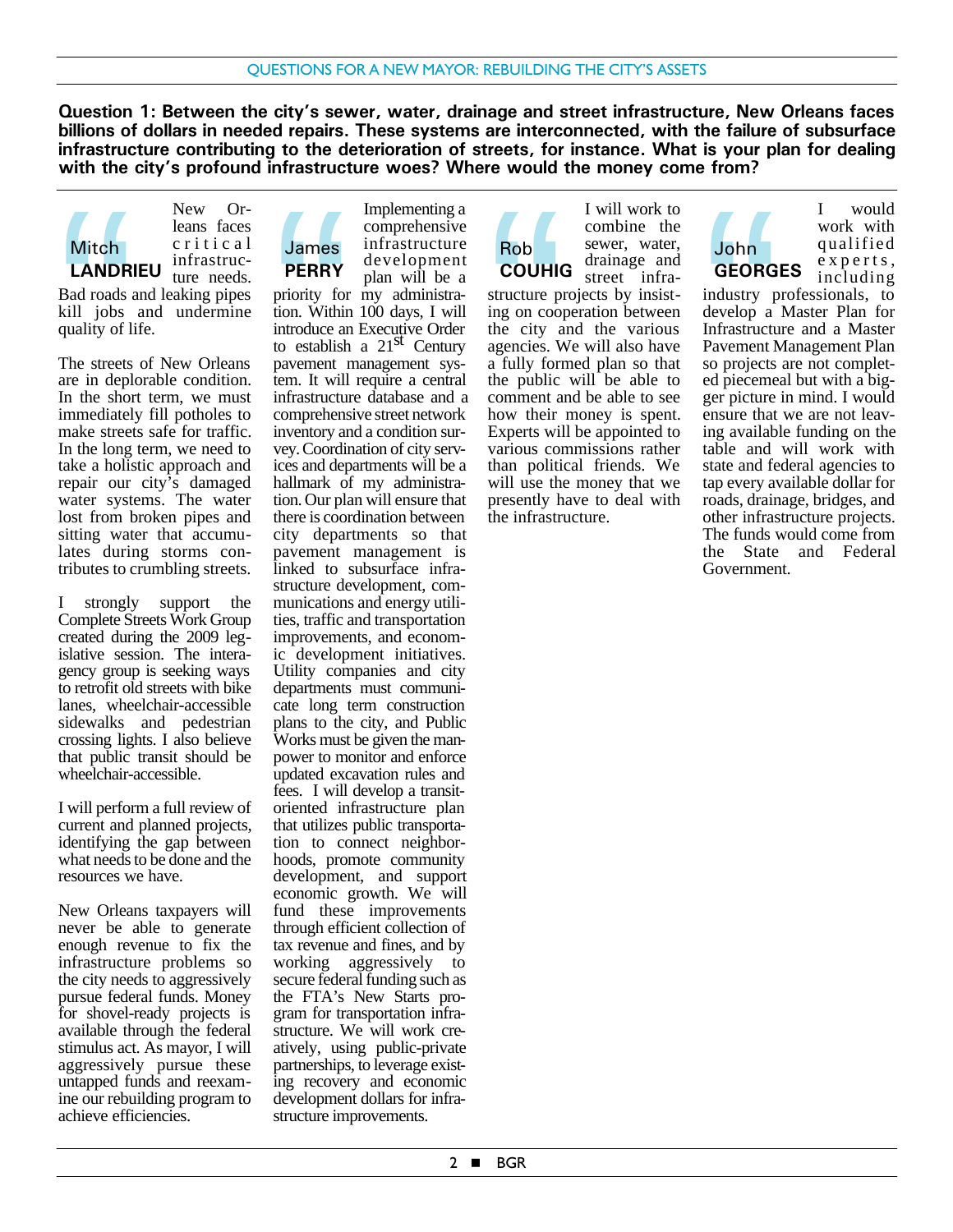QUESTIONS FOR A NEW MAYOR: REBUILDING THE CITY'S ASSETS

**Question 1: Between the city's sewer, water, drainage and street infrastructure, New Orleans faces billions of dollars in needed repairs. These systems are interconnected, with the failure of subsurface infrastructure contributing to the deterioration of streets, for instance. What is your plan for dealing with the city's profound infrastructure woes? Where would the money come from?**

### Mitch LANDRIEU

New Orleans faces critical infrastructure needs. Bad roads and leaking pipes kill jobs and undermine quality of life.

The streets of New Orleans are in deplorable condition. In the short term, we must immediately fill potholes to make streets safe for traffic. In the long term, we need to take a holistic approach and repair our city's damaged water systems. The water lost from broken pipes and sitting water that accumulates during storms contributes to crumbling streets.

I strongly support the Complete Streets Work Group created during the 2009 legislative session. The interagency group is seeking ways to retrofit old streets with bike lanes, wheelchair-accessible sidewalks and pedestrian crossing lights. I also believe that public transit should be wheelchair-accessible.

I will perform a full review of current and planned projects, identifying the gap between what needs to be done and the resources we have.

New Orleans taxpayers will never be able to generate enough revenue to fix the infrastructure problems so the city needs to aggressively pursue federal funds. Money for shovel-ready projects is available through the federal stimulus act. As mayor, I will aggressively pursue these untapped funds and reexamine our rebuilding program to achieve efficiencies.

### James PERRY

Implementing a comprehensive infrastructure development plan will be a priority for my administration. Within 100 days, I will introduce an Executive Order to establish a 21st Century pavement management system. It will require a central infrastructure database and a comprehensive street network inventory and a condition survey. Coordination of city services and departments will be a hallmark of my administration. Our plan will ensure that there is coordination between city departments so that pavement management is linked to subsurface infrastructure development, communications and energy utilities, traffic and transportation improvements, and economic development initiatives. Utility companies and city departments must communicate long term construction plans to the city, and Public Works must be given the manpower to monitor and enforce updated excavation rules and fees. I will develop a transit-oriented infrastructure plan that utilizes public transportation to connect neighborhoods, promote community development, and support economic growth. We will fund these improvements through efficient collection of tax revenue and fines, and by working aggressively to secure federal funding such as the FTA's New Starts program for transportation infrastructure. We will work creatively, using public-private partnerships, to leverage existing recovery and economic development dollars for infrastructure improvements.

### Rob COUHIG

I will work to combine the sewer, water, drainage and street infrastructure projects by insisting on cooperation between the city and the various agencies. We will also have a fully formed plan so that the public will be able to comment and be able to see how their money is spent. Experts will be appointed to various commissions rather than political friends. We will use the money that we presently have to deal with the infrastructure.

### John GEORGES

I would work with qualified experts, including industry professionals, to develop a Master Plan for Infrastructure and a Master Pavement Management Plan so projects are not completed piecemeal but with a bigger picture in mind. I would ensure that we are not leaving available funding on the table and will work with state and federal agencies to tap every available dollar for roads, drainage, bridges, and other infrastructure projects. The funds would come from the State and Federal Government.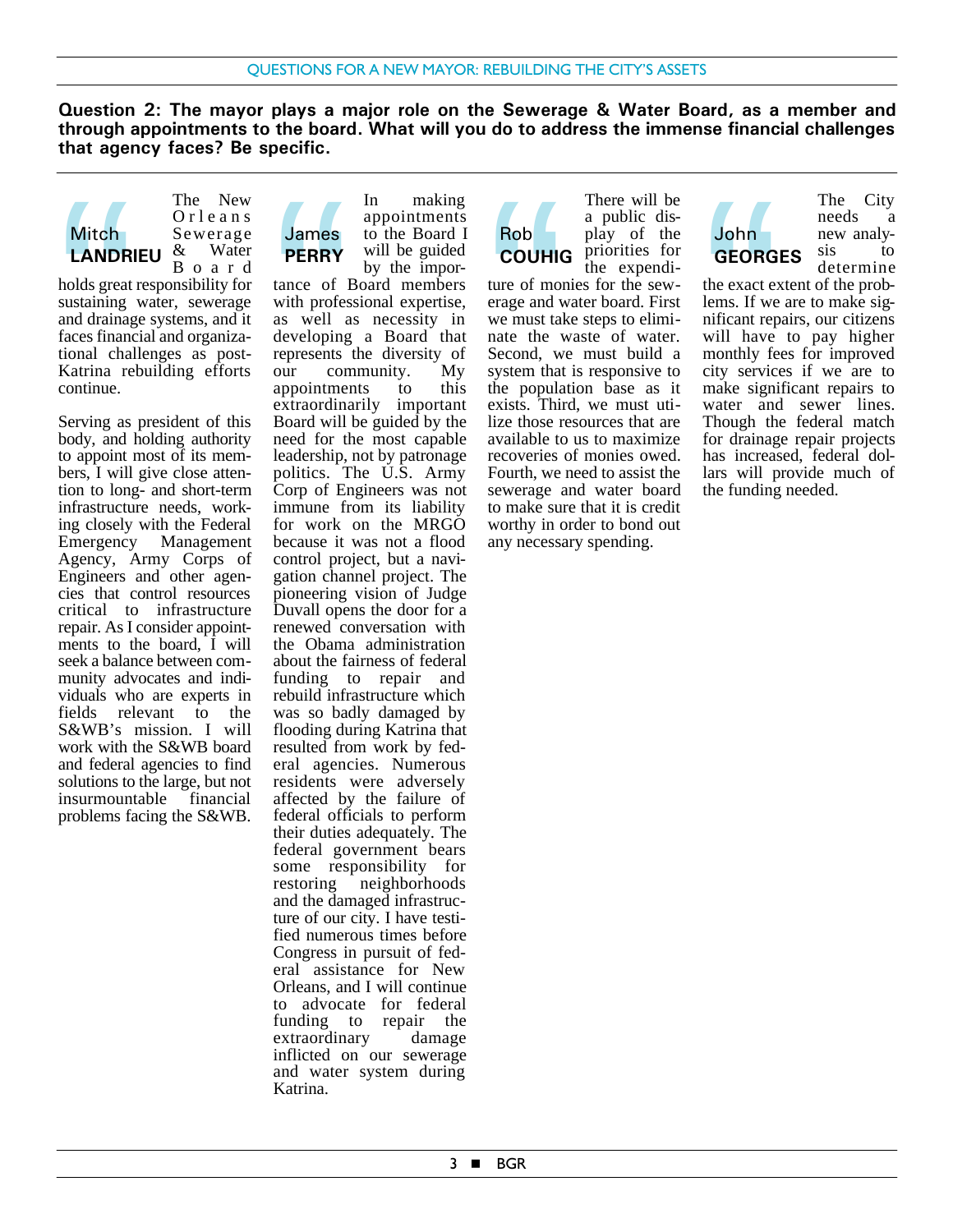**Question 2: The mayor plays a major role on the Sewerage & Water Board, as a member and through appointments to the board. What will you do to address the immense financial challenges that agency faces? Be specific.**

**Mitch LANDRIEU**

The New Orleans Sewerage & Water Board holds great responsibility for sustaining water, sewerage and drainage systems, and it faces financial and organizational challenges as post-Katrina rebuilding efforts continue.

Serving as president of this body, and holding authority to appoint most of its members, I will give close attention to long- and short-term infrastructure needs, working closely with the Federal Emergency Management Agency, Army Corps of Engineers and other agencies that control resources critical to infrastructure repair. As I consider appointments to the board, I will seek a balance between community advocates and individuals who are experts in fields relevant to the S&WB's mission. I will work with the S&WB board and federal agencies to find solutions to the large, but not insurmountable financial problems facing the S&WB.

**James PERRY**

In making appointments to the Board I will be guided by the importance of Board members with professional expertise, as well as necessity in developing a Board that represents the diversity of our community. My appointments to this extraordinarily important Board will be guided by the need for the most capable leadership, not by patronage politics. The U.S. Army Corp of Engineers was not immune from its liability for work on the MRGO because it was not a flood control project, but a navigation channel project. The pioneering vision of Judge Duvall opens the door for a renewed conversation with the Obama administration about the fairness of federal funding to repair and rebuild infrastructure which was so badly damaged by flooding during Katrina that resulted from work by federal agencies. Numerous residents were adversely affected by the failure of federal officials to perform their duties adequately. The federal government bears some responsibility for restoring neighborhoods and the damaged infrastructure of our city. I have testified numerous times before Congress in pursuit of federal assistance for New Orleans, and I will continue to advocate for federal funding to repair the extraordinary damage inflicted on our sewerage and water system during Katrina.

**Rob COUHIG**

There will be a public display of the priorities for the expenditure of monies for the sewerage and water board. First we must take steps to eliminate the waste of water. Second, we must build a system that is responsive to the population base as it exists. Third, we must utilize those resources that are available to us to maximize recoveries of monies owed. Fourth, we need to assist the sewerage and water board to make sure that it is credit worthy in order to bond out any necessary spending.

**John GEORGES**

The City needs a new analysis to determine the exact extent of the problems. If we are to make significant repairs, our citizens will have to pay higher monthly fees for improved city services if we are to make significant repairs to water and sewer lines. Though the federal match for drainage repair projects has increased, federal dollars will provide much of the funding needed.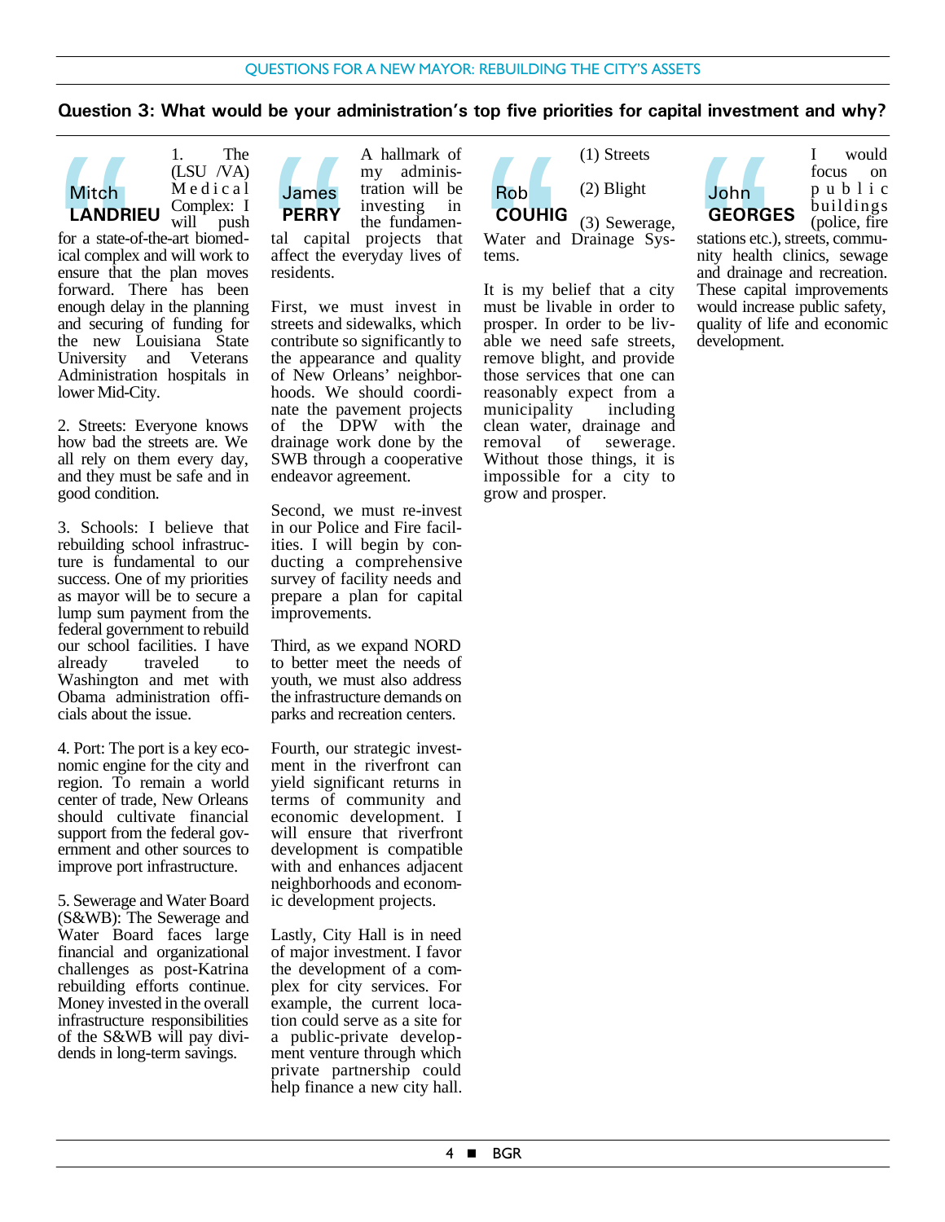## Question 3: What would be your administration's top five priorities for capital investment and why?

### Mitch LANDRIEU

1. The (LSU /VA) Medical Complex: I will push for a state-of-the-art biomedical complex and will work to ensure that the plan moves forward. There has been enough delay in the planning and securing of funding for the new Louisiana State University and Veterans Administration hospitals in lower Mid-City.

2. Streets: Everyone knows how bad the streets are. We all rely on them every day, and they must be safe and in good condition.

3. Schools: I believe that rebuilding school infrastructure is fundamental to our success. One of my priorities as mayor will be to secure a lump sum payment from the federal government to rebuild our school facilities. I have already traveled to Washington and met with Obama administration officials about the issue.

4. Port: The port is a key economic engine for the city and region. To remain a world center of trade, New Orleans should cultivate financial support from the federal government and other sources to improve port infrastructure.

5. Sewerage and Water Board (S&WB): The Sewerage and Water Board faces large financial and organizational challenges as post-Katrina rebuilding efforts continue. Money invested in the overall infrastructure responsibilities of the S&WB will pay dividends in long-term savings.

### James PERRY

A hallmark of my administration will be investing in the fundamental capital projects that affect the everyday lives of residents.

First, we must invest in streets and sidewalks, which contribute so significantly to the appearance and quality of New Orleans' neighborhoods. We should coordinate the pavement projects of the DPW with the drainage work done by the SWB through a cooperative endeavor agreement.

Second, we must re-invest in our Police and Fire facilities. I will begin by conducting a comprehensive survey of facility needs and prepare a plan for capital improvements.

Third, as we expand NORD to better meet the needs of youth, we must also address the infrastructure demands on parks and recreation centers.

Fourth, our strategic investment in the riverfront can yield significant returns in terms of community and economic development. I will ensure that riverfront development is compatible with and enhances adjacent neighborhoods and economic development projects.

Lastly, City Hall is in need of major investment. I favor the development of a complex for city services. For example, the current location could serve as a site for a public-private development venture through which private partnership could help finance a new city hall.

### Rob COUHIG

(1) Streets

(2) Blight

(3) Sewerage, Water and Drainage Systems.

It is my belief that a city must be livable in order to prosper. In order to be livable we need safe streets, remove blight, and provide those services that one can reasonably expect from a municipality including clean water, drainage and removal of sewerage. Without those things, it is impossible for a city to grow and prosper.

### John GEORGES

I would focus on public buildings (police, fire stations etc.), streets, community health clinics, sewage and drainage and recreation. These capital improvements would increase public safety, quality of life and economic development.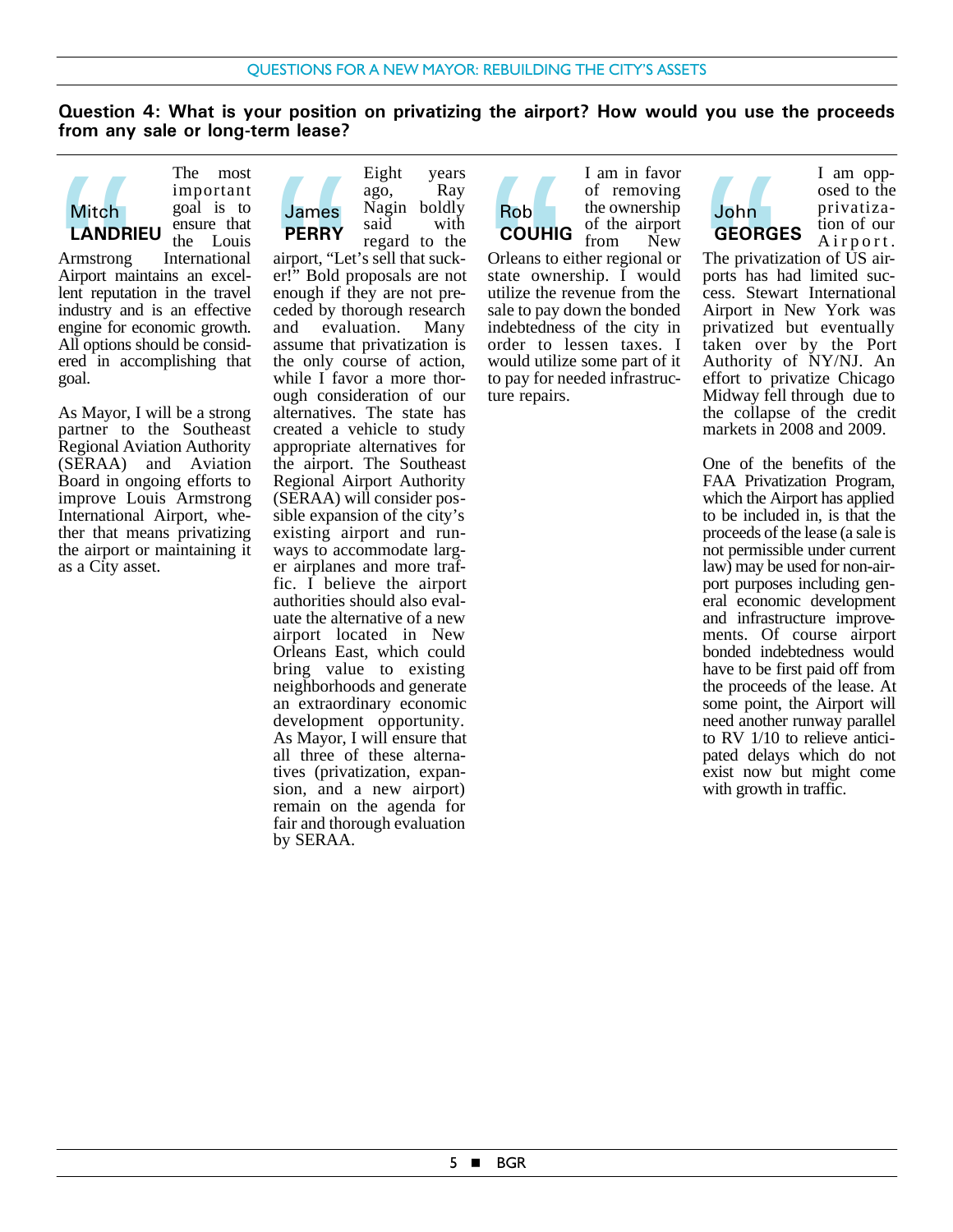## Question 4: What is your position on privatizing the airport? How would you use the proceeds from any sale or long-term lease?

### Mitch LANDRIEU

The most important goal is to ensure that the Louis Armstrong International Airport maintains an excellent reputation in the travel industry and is an effective engine for economic growth. All options should be considered in accomplishing that goal.

As Mayor, I will be a strong partner to the Southeast Regional Aviation Authority (SERAA) and Aviation Board in ongoing efforts to improve Louis Armstrong International Airport, whether that means privatizing the airport or maintaining it as a City asset.

### James PERRY

Eight years ago, Ray Nagin boldly said with regard to the airport, “Let’s sell that sucker!” Bold proposals are not enough if they are not preceded by thorough research and evaluation. Many assume that privatization is the only course of action, while I favor a more thorough consideration of our alternatives. The state has created a vehicle to study appropriate alternatives for the airport. The Southeast Regional Airport Authority (SERAA) will consider possible expansion of the city’s existing airport and runways to accommodate larger airplanes and more traffic. I believe the airport authorities should also evaluate the alternative of a new airport located in New Orleans East, which could bring value to existing neighborhoods and generate an extraordinary economic development opportunity. As Mayor, I will ensure that all three of these alternatives (privatization, expansion, and a new airport) remain on the agenda for fair and thorough evaluation by SERAA.

### Rob COUHIG

I am in favor of removing the ownership of the airport from New Orleans to either regional or state ownership. I would utilize the revenue from the sale to pay down the bonded indebtedness of the city in order to lessen taxes. I would utilize some part of it to pay for needed infrastructure repairs.

### John GEORGES

I am opposed to the privatization of our Airport. The privatization of US airports has had limited success. Stewart International Airport in New York was privatized but eventually taken over by the Port Authority of NY/NJ. An effort to privatize Chicago Midway fell through due to the collapse of the credit markets in 2008 and 2009.

One of the benefits of the FAA Privatization Program, which the Airport has applied to be included in, is that the proceeds of the lease (a sale is not permissible under current law) may be used for non-airport purposes including general economic development and infrastructure improvements. Of course airport bonded indebtedness would have to be first paid off from the proceeds of the lease. At some point, the Airport will need another runway parallel to RV 1/10 to relieve anticipated delays which do not exist now but might come with growth in traffic.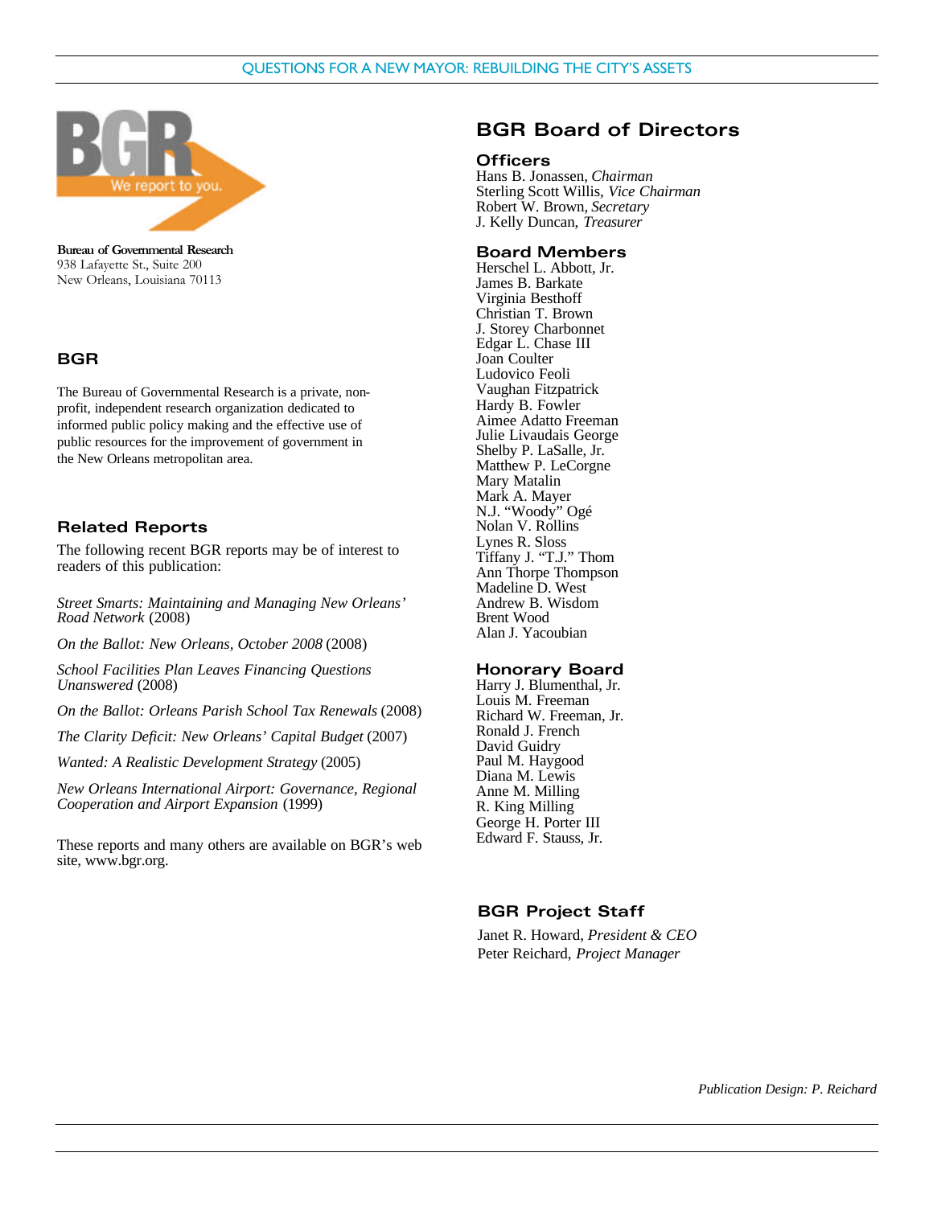Bureau of Governmental Research
938 Lafayette St., Suite 200
New Orleans, Louisiana 70113

## BGR

The Bureau of Governmental Research is a private, non-profit, independent research organization dedicated to informed public policy making and the effective use of public resources for the improvement of government in the New Orleans metropolitan area.

## Related Reports

The following recent BGR reports may be of interest to readers of this publication:

*Street Smarts: Maintaining and Managing New Orleans' Road Network* (2008)

*On the Ballot: New Orleans, October 2008* (2008)

*School Facilities Plan Leaves Financing Questions Unanswered* (2008)

*On the Ballot: Orleans Parish School Tax Renewals* (2008)

*The Clarity Deficit: New Orleans' Capital Budget* (2007)

*Wanted: A Realistic Development Strategy* (2005)

*New Orleans International Airport: Governance, Regional Cooperation and Airport Expansion* (1999)

These reports and many others are available on BGR's web site, www.bgr.org.

## BGR Board of Directors

### Officers

Hans B. Jonassen, *Chairman*
Sterling Scott Willis, *Vice Chairman*
Robert W. Brown, *Secretary*
J. Kelly Duncan, *Treasurer*

### Board Members

Herschel L. Abbott, Jr.
James B. Barkate
Virginia Besthoff
Christian T. Brown
J. Storey Charbonnet
Edgar L. Chase III
Joan Coulter
Ludovico Feoli
Vaughan Fitzpatrick
Hardy B. Fowler
Aimee Adatto Freeman
Julie Livaudais George
Shelby P. LaSalle, Jr.
Matthew P. LeCorgne
Mary Matalin
Mark A. Mayer
N.J. "Woody" Ogé
Nolan V. Rollins
Lynes R. Sloss
Tiffany J. "T.J." Thom
Ann Thorpe Thompson
Madeline D. West
Andrew B. Wisdom
Brent Wood
Alan J. Yacoubian

### Honorary Board

Harry J. Blumenthal, Jr.
Louis M. Freeman
Richard W. Freeman, Jr.
Ronald J. French
David Guidry
Paul M. Haygood
Diana M. Lewis
Anne M. Milling
R. King Milling
George H. Porter III
Edward F. Stauss, Jr.

## BGR Project Staff

Janet R. Howard, *President & CEO*
Peter Reichard, *Project Manager*

*Publication Design: P. Reichard*